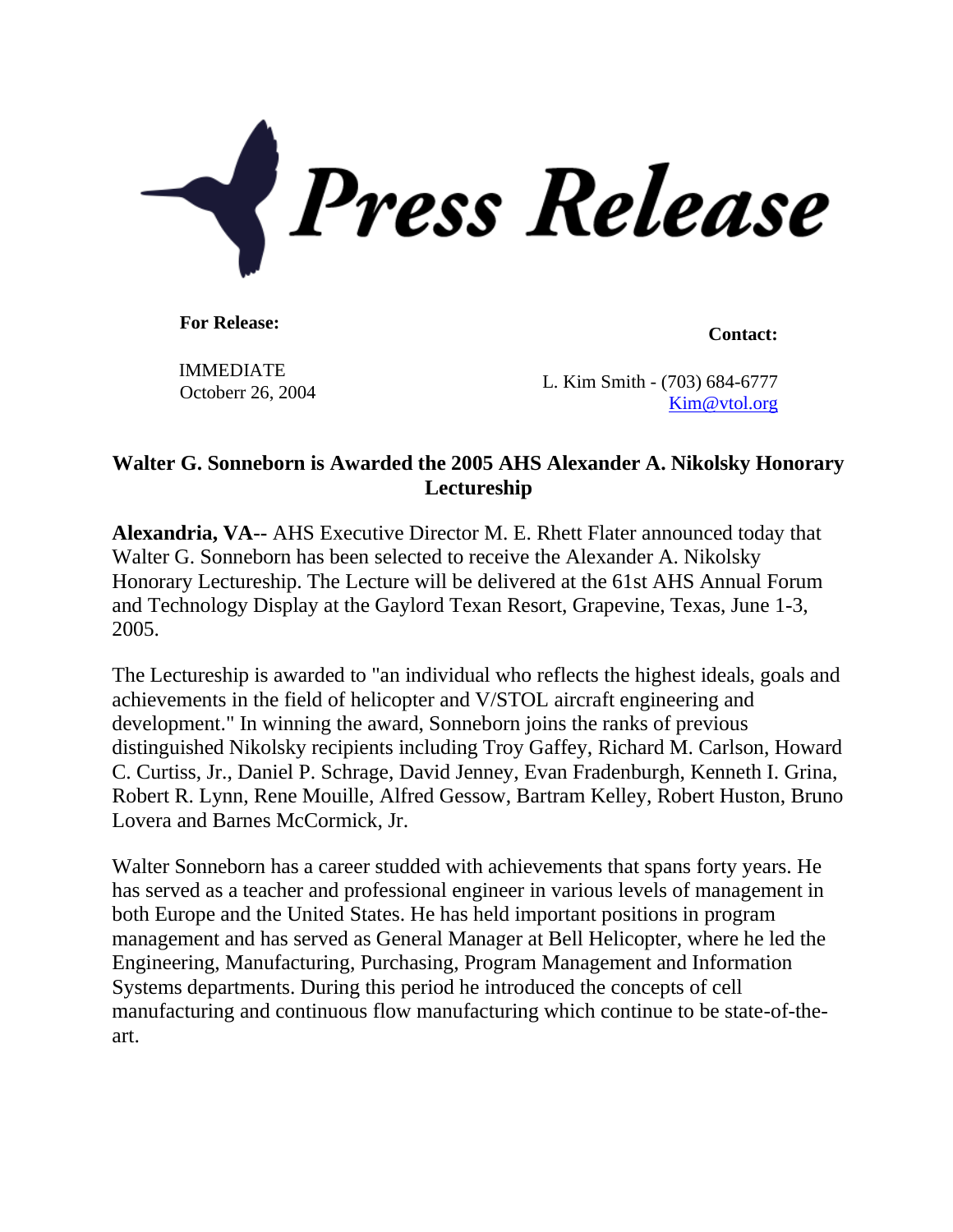# *Press Release*

**For Release:**

IMMEDIATE
Octoberr 26, 2004

**Contact:**

L. Kim Smith - (703) 684-6777
Kim@vtol.org

## Walter G. Sonneborn is Awarded the 2005 AHS Alexander A. Nikolsky Honorary Lectureship

**Alexandria, VA**-- AHS Executive Director M. E. Rhett Flater announced today that Walter G. Sonneborn has been selected to receive the Alexander A. Nikolsky Honorary Lectureship. The Lecture will be delivered at the 61st AHS Annual Forum and Technology Display at the Gaylord Texan Resort, Grapevine, Texas, June 1-3, 2005.

The Lectureship is awarded to "an individual who reflects the highest ideals, goals and achievements in the field of helicopter and V/STOL aircraft engineering and development." In winning the award, Sonneborn joins the ranks of previous distinguished Nikolsky recipients including Troy Gaffey, Richard M. Carlson, Howard C. Curtiss, Jr., Daniel P. Schrage, David Jenney, Evan Fradenburgh, Kenneth I. Grina, Robert R. Lynn, Rene Mouille, Alfred Gessow, Bartram Kelley, Robert Huston, Bruno Lovera and Barnes McCormick, Jr.

Walter Sonneborn has a career studded with achievements that spans forty years. He has served as a teacher and professional engineer in various levels of management in both Europe and the United States. He has held important positions in program management and has served as General Manager at Bell Helicopter, where he led the Engineering, Manufacturing, Purchasing, Program Management and Information Systems departments. During this period he introduced the concepts of cell manufacturing and continuous flow manufacturing which continue to be state-of-the-art.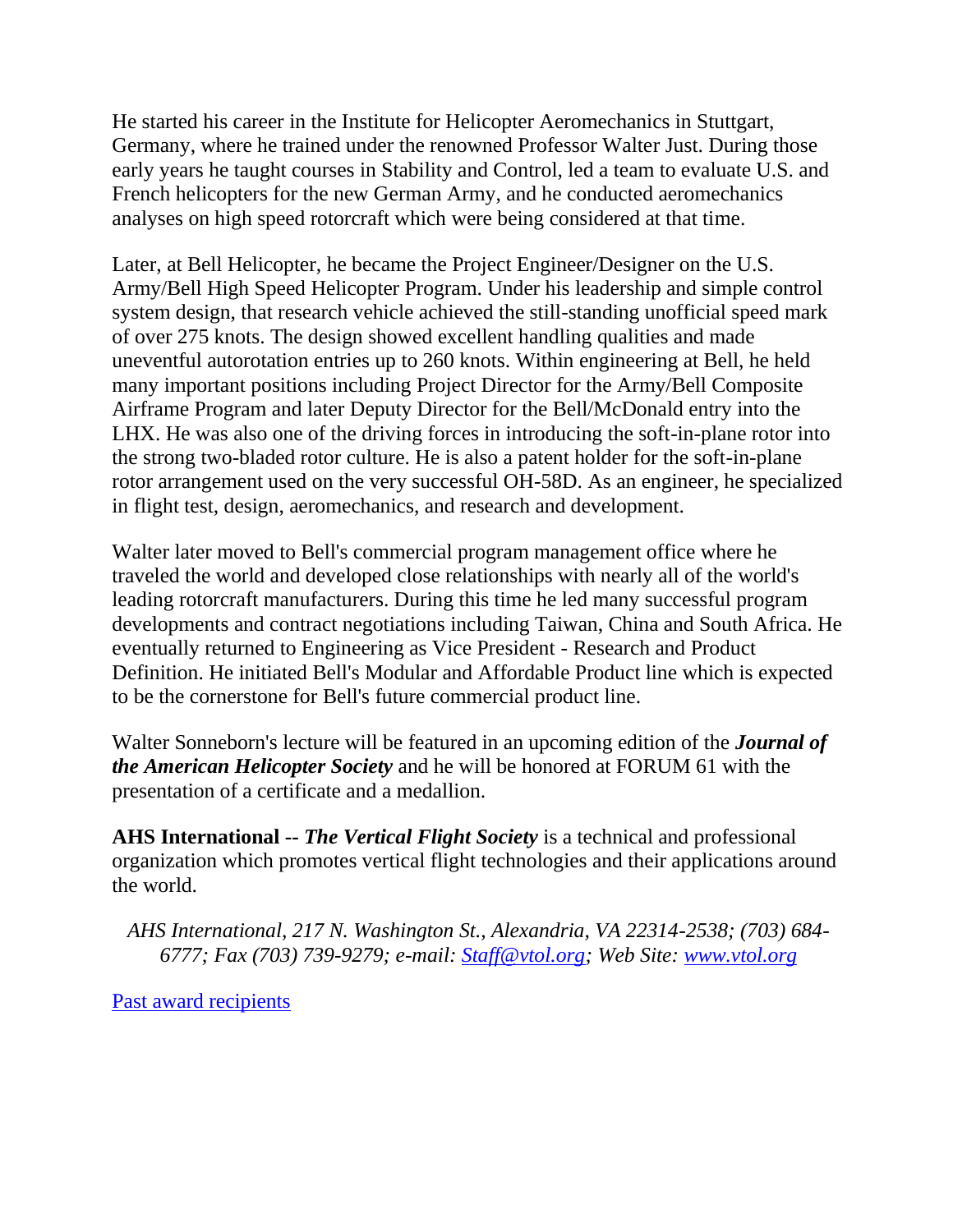He started his career in the Institute for Helicopter Aeromechanics in Stuttgart, Germany, where he trained under the renowned Professor Walter Just. During those early years he taught courses in Stability and Control, led a team to evaluate U.S. and French helicopters for the new German Army, and he conducted aeromechanics analyses on high speed rotorcraft which were being considered at that time.

Later, at Bell Helicopter, he became the Project Engineer/Designer on the U.S. Army/Bell High Speed Helicopter Program. Under his leadership and simple control system design, that research vehicle achieved the still-standing unofficial speed mark of over 275 knots. The design showed excellent handling qualities and made uneventful autorotation entries up to 260 knots. Within engineering at Bell, he held many important positions including Project Director for the Army/Bell Composite Airframe Program and later Deputy Director for the Bell/McDonald entry into the LHX. He was also one of the driving forces in introducing the soft-in-plane rotor into the strong two-bladed rotor culture. He is also a patent holder for the soft-in-plane rotor arrangement used on the very successful OH-58D. As an engineer, he specialized in flight test, design, aeromechanics, and research and development.

Walter later moved to Bell's commercial program management office where he traveled the world and developed close relationships with nearly all of the world's leading rotorcraft manufacturers. During this time he led many successful program developments and contract negotiations including Taiwan, China and South Africa. He eventually returned to Engineering as Vice President - Research and Product Definition. He initiated Bell's Modular and Affordable Product line which is expected to be the cornerstone for Bell's future commercial product line.

Walter Sonneborn's lecture will be featured in an upcoming edition of the ***Journal of the American Helicopter Society*** and he will be honored at FORUM 61 with the presentation of a certificate and a medallion.

**AHS International --** ***The Vertical Flight Society*** is a technical and professional organization which promotes vertical flight technologies and their applications around the world.

*AHS International, 217 N. Washington St., Alexandria, VA 22314-2538; (703) 684-6777; Fax (703) 739-9279; e-mail: Staff@vtol.org; Web Site: www.vtol.org*

Past award recipients